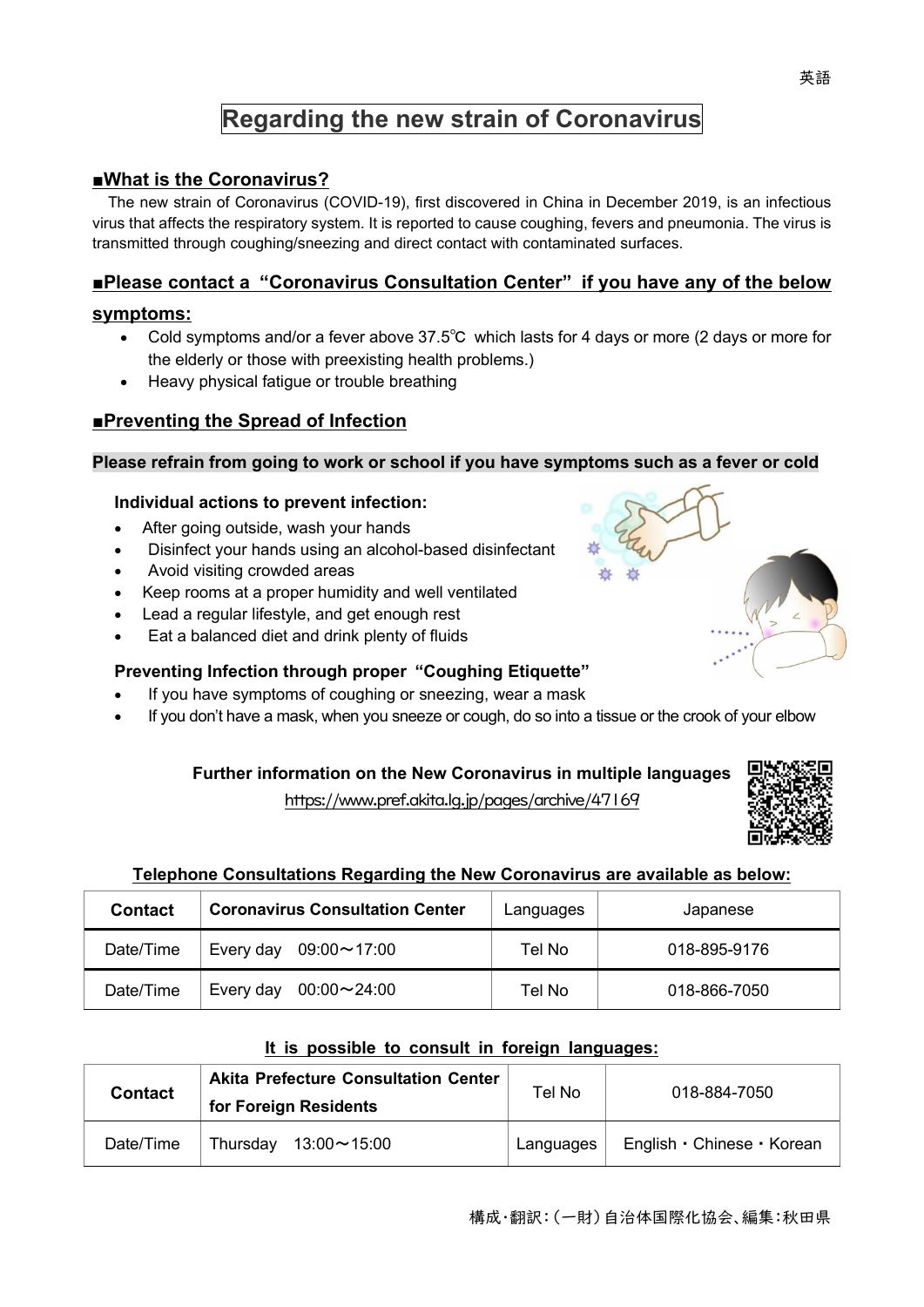英語

# Regarding the new strain of Coronavirus

## ■What is the Coronavirus?

The new strain of Coronavirus (COVID-19), first discovered in China in December 2019, is an infectious virus that affects the respiratory system. It is reported to cause coughing, fevers and pneumonia. The virus is transmitted through coughing/sneezing and direct contact with contaminated surfaces.

## ■Please contact a "Coronavirus Consultation Center" if you have any of the below symptoms:

- Cold symptoms and/or a fever above 37.5℃ which lasts for 4 days or more (2 days or more for the elderly or those with preexisting health problems.)
- Heavy physical fatigue or trouble breathing

## ■Preventing the Spread of Infection

**Please refrain from going to work or school if you have symptoms such as a fever or cold**

**Individual actions to prevent infection:**

- After going outside, wash your hands
- Disinfect your hands using an alcohol-based disinfectant
- Avoid visiting crowded areas
- Keep rooms at a proper humidity and well ventilated
- Lead a regular lifestyle, and get enough rest
- Eat a balanced diet and drink plenty of fluids

**Preventing Infection through proper "Coughing Etiquette"**

- If you have symptoms of coughing or sneezing, wear a mask
- If you don't have a mask, when you sneeze or cough, do so into a tissue or the crook of your elbow

**Further information on the New Coronavirus in multiple languages**

https://www.pref.akita.lg.jp/pages/archive/47169

**Telephone Consultations Regarding the New Coronavirus are available as below:**

| **Contact** | **Coronavirus Consultation Center** | Languages | Japanese |
|---|---|---|---|
| Date/Time | Every day 09:00～17:00 | Tel No | 018-895-9176 |
| Date/Time | Every day 00:00～24:00 | Tel No | 018-866-7050 |

**It is possible to consult in foreign languages:**

| **Contact** | **Akita Prefecture Consultation Center for Foreign Residents** | Tel No | 018-884-7050 |
|---|---|---|---|
| Date/Time | Thursday 13:00～15:00 | Languages | English・Chinese・Korean |

構成・翻訳：（一財）自治体国際化協会、編集：秋田県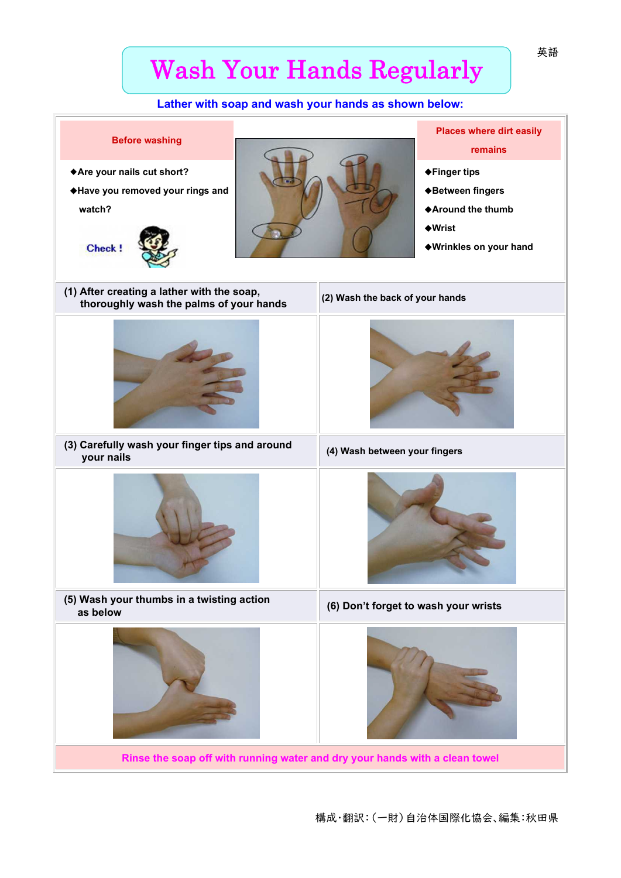英語

# Wash Your Hands Regularly

**Lather with soap and wash your hands as shown below:**

**Before washing**

- ◆Are your nails cut short?
- ◆Have you removed your rings and watch?

Check！

**Places where dirt easily remains**

- ◆Finger tips
- ◆Between fingers
- ◆Around the thumb
- ◆Wrist
- ◆Wrinkles on your hand

**(1) After creating a lather with the soap, thoroughly wash the palms of your hands**

**(2) Wash the back of your hands**

**(3) Carefully wash your finger tips and around your nails**

**(4) Wash between your fingers**

**(5) Wash your thumbs in a twisting action as below**

**(6) Don't forget to wash your wrists**

**Rinse the soap off with running water and dry your hands with a clean towel**

構成･翻訳：（一財）自治体国際化協会、編集：秋田県